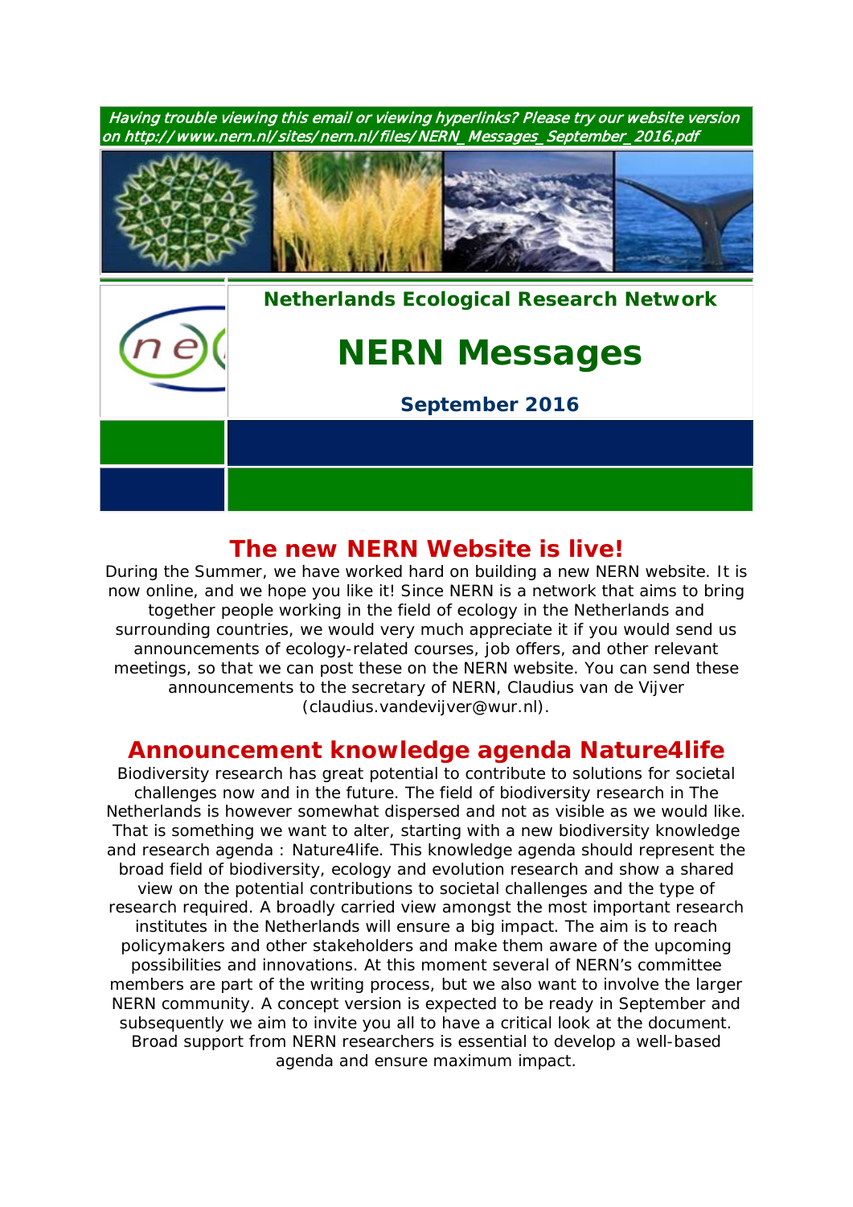*Having trouble viewing this email or viewing hyperlinks? Please try our website version on http://www.nern.nl/sites/nern.nl/files/NERN_Messages_September_2016.pdf*

**Netherlands Ecological Research Network**

# NERN Messages

**September 2016**

## The new NERN Website is live!

During the Summer, we have worked hard on building a new NERN website. It is now online, and we hope you like it! Since NERN is a network that aims to bring together people working in the field of ecology in the Netherlands and surrounding countries, we would very much appreciate it if you would send us announcements of ecology-related courses, job offers, and other relevant meetings, so that we can post these on the NERN website. You can send these announcements to the secretary of NERN, Claudius van de Vijver (claudius.vandevijver@wur.nl).

## Announcement knowledge agenda Nature4life

Biodiversity research has great potential to contribute to solutions for societal challenges now and in the future. The field of biodiversity research in The Netherlands is however somewhat dispersed and not as visible as we would like. That is something we want to alter, starting with a new biodiversity knowledge and research agenda : Nature4life. This knowledge agenda should represent the broad field of biodiversity, ecology and evolution research and show a shared view on the potential contributions to societal challenges and the type of research required. A broadly carried view amongst the most important research institutes in the Netherlands will ensure a big impact. The aim is to reach policymakers and other stakeholders and make them aware of the upcoming possibilities and innovations. At this moment several of NERN's committee members are part of the writing process, but we also want to involve the larger NERN community. A concept version is expected to be ready in September and subsequently we aim to invite you all to have a critical look at the document. Broad support from NERN researchers is essential to develop a well-based agenda and ensure maximum impact.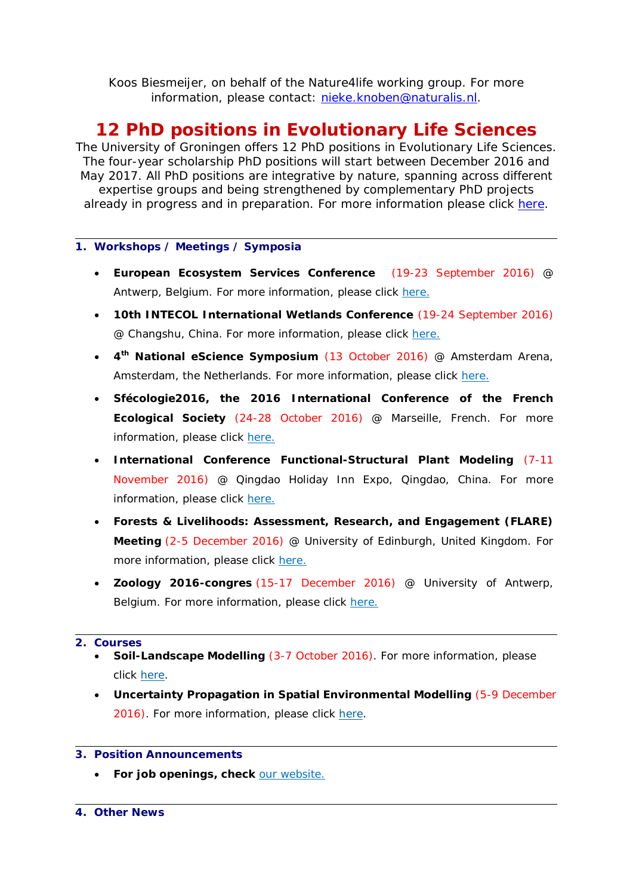Koos Biesmeijer, on behalf of the Nature4life working group. For more information, please contact: nieke.knoben@naturalis.nl.

## 12 PhD positions in Evolutionary Life Sciences

The University of Groningen offers 12 PhD positions in Evolutionary Life Sciences. The four-year scholarship PhD positions will start between December 2016 and May 2017. All PhD positions are integrative by nature, spanning across different expertise groups and being strengthened by complementary PhD projects already in progress and in preparation. For more information please click here.

---

### 1. Workshops / Meetings / Symposia

- **European Ecosystem Services Conference** (19-23 September 2016) @ Antwerp, Belgium. For more information, please click here.
- **10th INTECOL International Wetlands Conference** (19-24 September 2016) @ Changshu, China. For more information, please click here.
- **4th National eScience Symposium** (13 October 2016) @ Amsterdam Arena, Amsterdam, the Netherlands. For more information, please click here.
- **Sfécologie2016, the 2016 International Conference of the French Ecological Society** (24-28 October 2016) @ Marseille, French. For more information, please click here.
- **International Conference Functional-Structural Plant Modeling** (7-11 November 2016) @ Qingdao Holiday Inn Expo, Qingdao, China. For more information, please click here.
- **Forests & Livelihoods: Assessment, Research, and Engagement (FLARE) Meeting** (2-5 December 2016) @ University of Edinburgh, United Kingdom. For more information, please click here.
- **Zoology 2016-congres** (15-17 December 2016) @ University of Antwerp, Belgium. For more information, please click here.

---

### 2. Courses

- **Soil-Landscape Modelling** (3-7 October 2016). For more information, please click here.
- **Uncertainty Propagation in Spatial Environmental Modelling** (5-9 December 2016). For more information, please click here.

---

### 3. Position Announcements

- **For job openings, check** our website.

---

### 4. Other News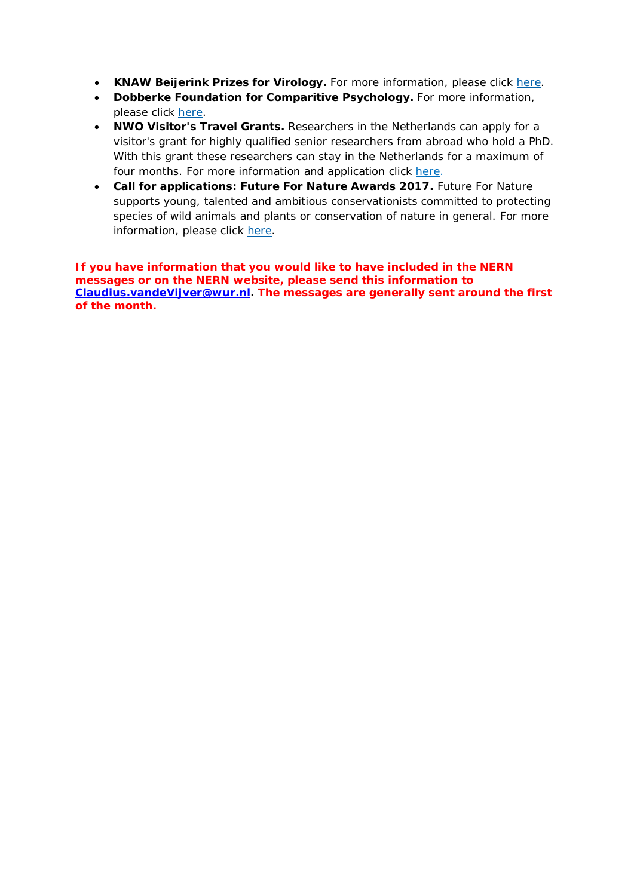- **KNAW Beijerink Prizes for Virology.** For more information, please click here.
- **Dobberke Foundation for Comparitive Psychology.** For more information, please click here.
- **NWO Visitor's Travel Grants.** Researchers in the Netherlands can apply for a visitor's grant for highly qualified senior researchers from abroad who hold a PhD. With this grant these researchers can stay in the Netherlands for a maximum of four months. For more information and application click here.
- **Call for applications: Future For Nature Awards 2017.** Future For Nature supports young, talented and ambitious conservationists committed to protecting species of wild animals and plants or conservation of nature in general. For more information, please click here.

---

**If you have information that you would like to have included in the NERN messages or on the NERN website, please send this information to Claudius.vandeVijver@wur.nl. The messages are generally sent around the first of the month.**